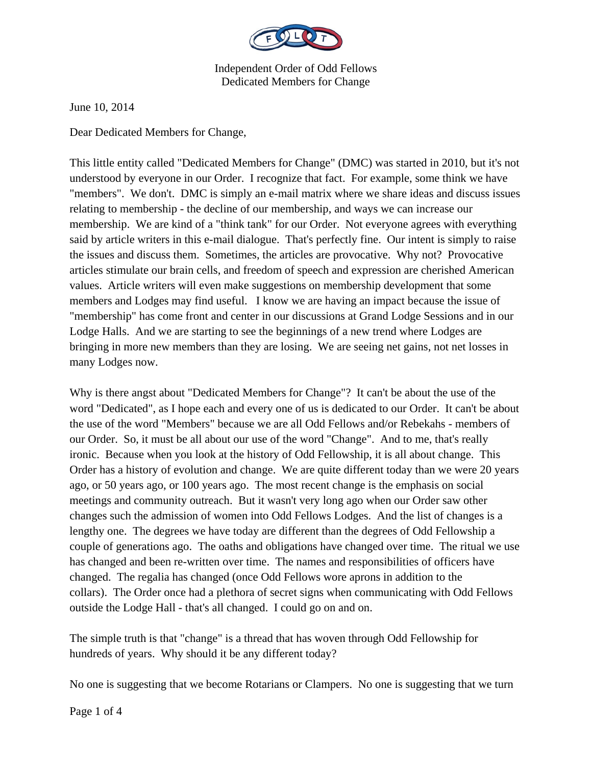Independent Order of Odd Fellows
Dedicated Members for Change

June 10, 2014

Dear Dedicated Members for Change,

This little entity called "Dedicated Members for Change" (DMC) was started in 2010, but it's not understood by everyone in our Order. I recognize that fact. For example, some think we have "members". We don't. DMC is simply an e-mail matrix where we share ideas and discuss issues relating to membership - the decline of our membership, and ways we can increase our membership. We are kind of a "think tank" for our Order. Not everyone agrees with everything said by article writers in this e-mail dialogue. That's perfectly fine. Our intent is simply to raise the issues and discuss them. Sometimes, the articles are provocative. Why not? Provocative articles stimulate our brain cells, and freedom of speech and expression are cherished American values. Article writers will even make suggestions on membership development that some members and Lodges may find useful. I know we are having an impact because the issue of "membership" has come front and center in our discussions at Grand Lodge Sessions and in our Lodge Halls. And we are starting to see the beginnings of a new trend where Lodges are bringing in more new members than they are losing. We are seeing net gains, not net losses in many Lodges now.

Why is there angst about "Dedicated Members for Change"? It can't be about the use of the word "Dedicated", as I hope each and every one of us is dedicated to our Order. It can't be about the use of the word "Members" because we are all Odd Fellows and/or Rebekahs - members of our Order. So, it must be all about our use of the word "Change". And to me, that's really ironic. Because when you look at the history of Odd Fellowship, it is all about change. This Order has a history of evolution and change. We are quite different today than we were 20 years ago, or 50 years ago, or 100 years ago. The most recent change is the emphasis on social meetings and community outreach. But it wasn't very long ago when our Order saw other changes such the admission of women into Odd Fellows Lodges. And the list of changes is a lengthy one. The degrees we have today are different than the degrees of Odd Fellowship a couple of generations ago. The oaths and obligations have changed over time. The ritual we use has changed and been re-written over time. The names and responsibilities of officers have changed. The regalia has changed (once Odd Fellows wore aprons in addition to the collars). The Order once had a plethora of secret signs when communicating with Odd Fellows outside the Lodge Hall - that's all changed. I could go on and on.

The simple truth is that "change" is a thread that has woven through Odd Fellowship for hundreds of years. Why should it be any different today?

No one is suggesting that we become Rotarians or Clampers. No one is suggesting that we turn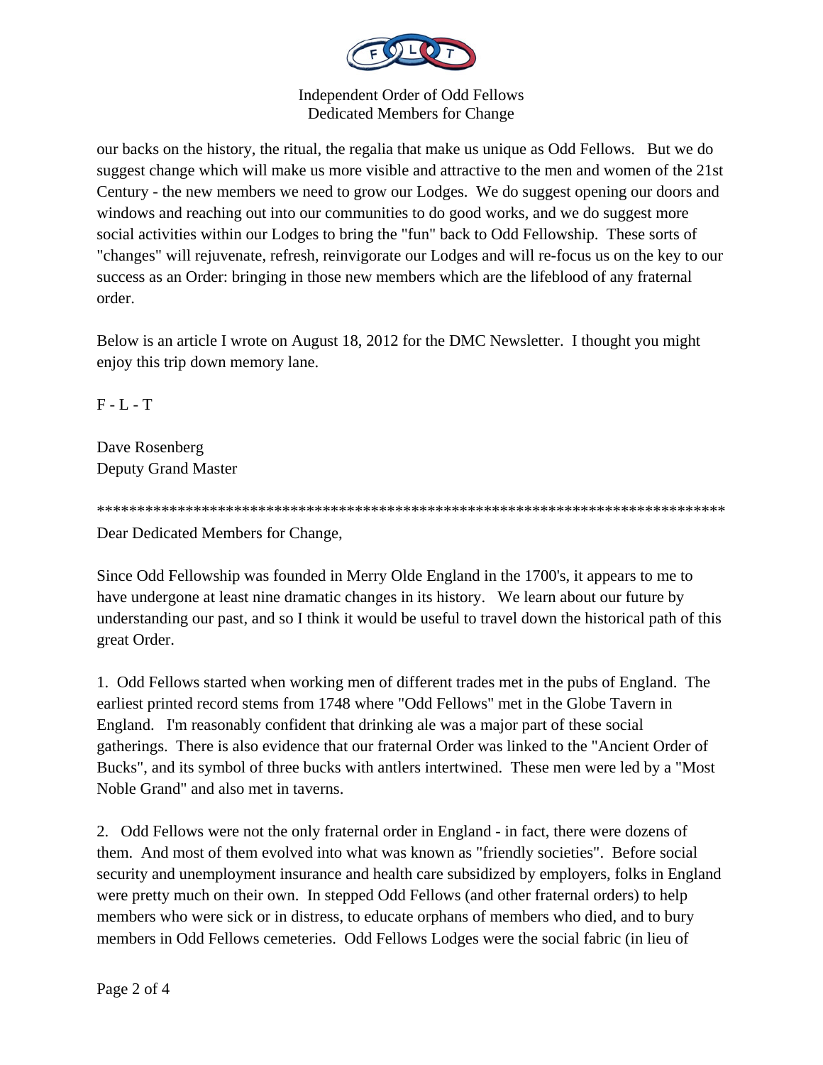our backs on the history, the ritual, the regalia that make us unique as Odd Fellows. But we do suggest change which will make us more visible and attractive to the men and women of the 21st Century - the new members we need to grow our Lodges. We do suggest opening our doors and windows and reaching out into our communities to do good works, and we do suggest more social activities within our Lodges to bring the "fun" back to Odd Fellowship. These sorts of "changes" will rejuvenate, refresh, reinvigorate our Lodges and will re-focus us on the key to our success as an Order: bringing in those new members which are the lifeblood of any fraternal order.

Below is an article I wrote on August 18, 2012 for the DMC Newsletter. I thought you might enjoy this trip down memory lane.

F - L - T

Dave Rosenberg
Deputy Grand Master

*******************************************************************************

Dear Dedicated Members for Change,

Since Odd Fellowship was founded in Merry Olde England in the 1700's, it appears to me to have undergone at least nine dramatic changes in its history. We learn about our future by understanding our past, and so I think it would be useful to travel down the historical path of this great Order.

1. Odd Fellows started when working men of different trades met in the pubs of England. The earliest printed record stems from 1748 where "Odd Fellows" met in the Globe Tavern in England. I'm reasonably confident that drinking ale was a major part of these social gatherings. There is also evidence that our fraternal Order was linked to the "Ancient Order of Bucks", and its symbol of three bucks with antlers intertwined. These men were led by a "Most Noble Grand" and also met in taverns.

2. Odd Fellows were not the only fraternal order in England - in fact, there were dozens of them. And most of them evolved into what was known as "friendly societies". Before social security and unemployment insurance and health care subsidized by employers, folks in England were pretty much on their own. In stepped Odd Fellows (and other fraternal orders) to help members who were sick or in distress, to educate orphans of members who died, and to bury members in Odd Fellows cemeteries. Odd Fellows Lodges were the social fabric (in lieu of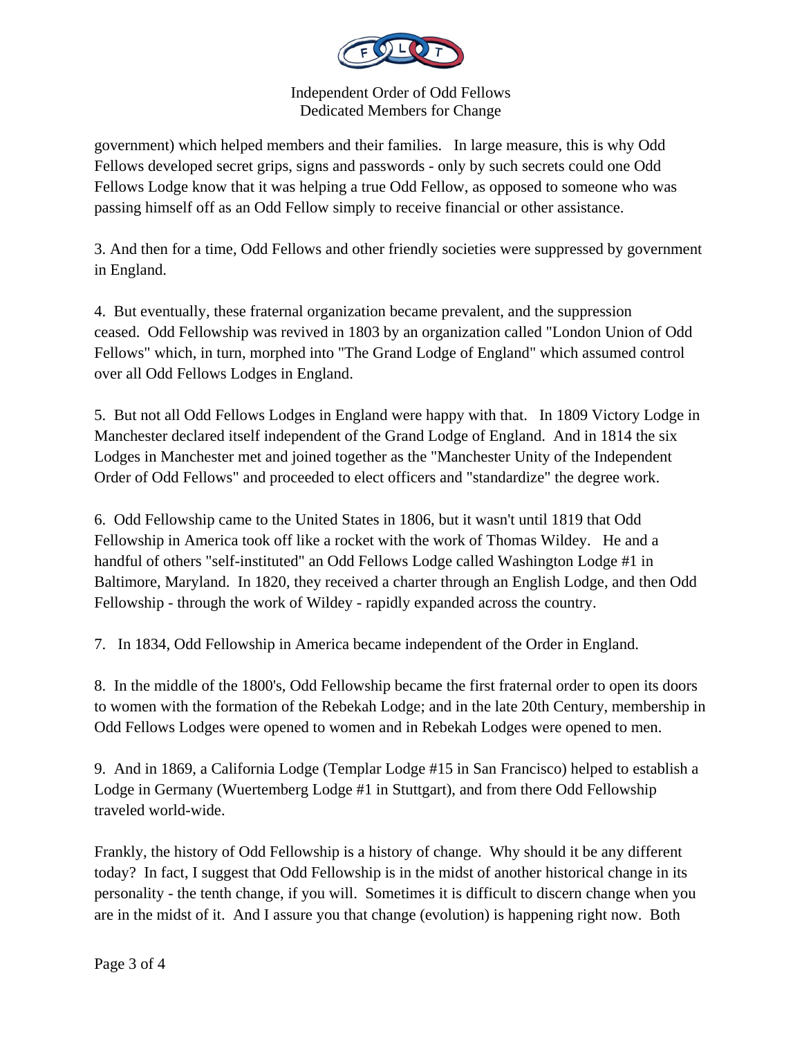government) which helped members and their families.   In large measure, this is why Odd Fellows developed secret grips, signs and passwords - only by such secrets could one Odd Fellows Lodge know that it was helping a true Odd Fellow, as opposed to someone who was passing himself off as an Odd Fellow simply to receive financial or other assistance.

3. And then for a time, Odd Fellows and other friendly societies were suppressed by government in England.

4. But eventually, these fraternal organization became prevalent, and the suppression ceased. Odd Fellowship was revived in 1803 by an organization called "London Union of Odd Fellows" which, in turn, morphed into "The Grand Lodge of England" which assumed control over all Odd Fellows Lodges in England.

5. But not all Odd Fellows Lodges in England were happy with that. In 1809 Victory Lodge in Manchester declared itself independent of the Grand Lodge of England. And in 1814 the six Lodges in Manchester met and joined together as the "Manchester Unity of the Independent Order of Odd Fellows" and proceeded to elect officers and "standardize" the degree work.

6. Odd Fellowship came to the United States in 1806, but it wasn't until 1819 that Odd Fellowship in America took off like a rocket with the work of Thomas Wildey. He and a handful of others "self-instituted" an Odd Fellows Lodge called Washington Lodge #1 in Baltimore, Maryland. In 1820, they received a charter through an English Lodge, and then Odd Fellowship - through the work of Wildey - rapidly expanded across the country.

7. In 1834, Odd Fellowship in America became independent of the Order in England.

8. In the middle of the 1800's, Odd Fellowship became the first fraternal order to open its doors to women with the formation of the Rebekah Lodge; and in the late 20th Century, membership in Odd Fellows Lodges were opened to women and in Rebekah Lodges were opened to men.

9. And in 1869, a California Lodge (Templar Lodge #15 in San Francisco) helped to establish a Lodge in Germany (Wuertemberg Lodge #1 in Stuttgart), and from there Odd Fellowship traveled world-wide.

Frankly, the history of Odd Fellowship is a history of change. Why should it be any different today? In fact, I suggest that Odd Fellowship is in the midst of another historical change in its personality - the tenth change, if you will. Sometimes it is difficult to discern change when you are in the midst of it. And I assure you that change (evolution) is happening right now. Both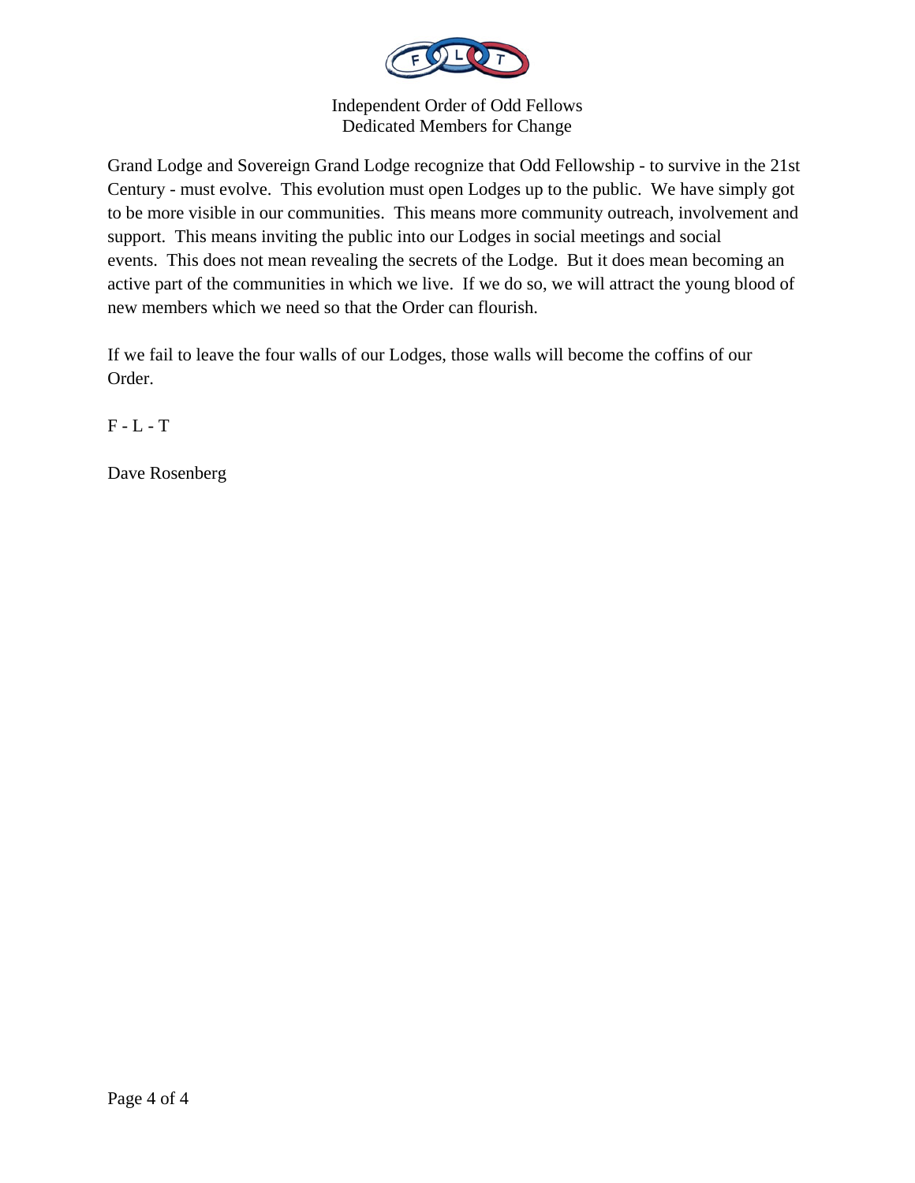Independent Order of Odd Fellows
Dedicated Members for Change

Grand Lodge and Sovereign Grand Lodge recognize that Odd Fellowship - to survive in the 21st Century - must evolve. This evolution must open Lodges up to the public. We have simply got to be more visible in our communities. This means more community outreach, involvement and support. This means inviting the public into our Lodges in social meetings and social events. This does not mean revealing the secrets of the Lodge. But it does mean becoming an active part of the communities in which we live. If we do so, we will attract the young blood of new members which we need so that the Order can flourish.

If we fail to leave the four walls of our Lodges, those walls will become the coffins of our Order.

F - L - T

Dave Rosenberg